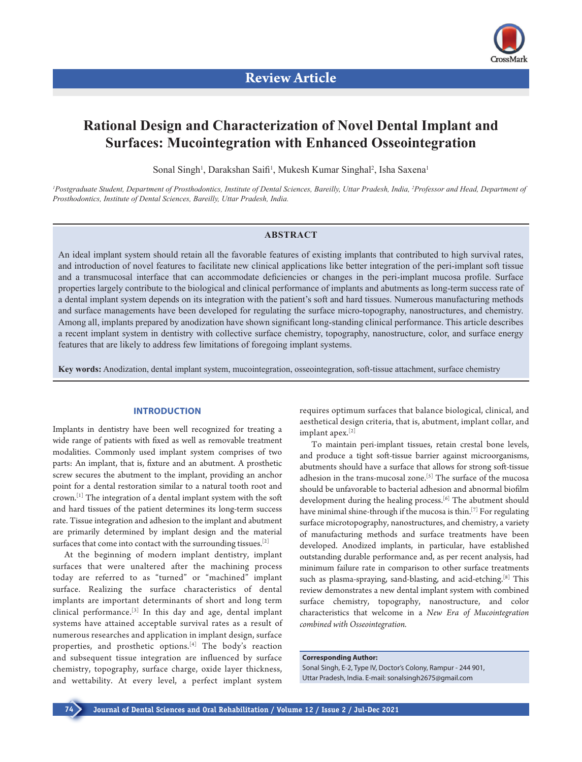Review Article

# Rational Design and Characterization of Novel Dental Implant and Surfaces: Mucointegration with Enhanced Osseointegration

Sonal Singh[1], Darakshan Saifi[1], Mukesh Kumar Singhal[2], Isha Saxena[1]

*[1]Postgraduate Student, Department of Prosthodontics, Institute of Dental Sciences, Bareilly, Uttar Pradesh, India, [2]Professor and Head, Department of Prosthodontics, Institute of Dental Sciences, Bareilly, Uttar Pradesh, India.*

## ABSTRACT

An ideal implant system should retain all the favorable features of existing implants that contributed to high survival rates, and introduction of novel features to facilitate new clinical applications like better integration of the peri-implant soft tissue and a transmucosal interface that can accommodate deficiencies or changes in the peri-implant mucosa profile. Surface properties largely contribute to the biological and clinical performance of implants and abutments as long-term success rate of a dental implant system depends on its integration with the patient's soft and hard tissues. Numerous manufacturing methods and surface managements have been developed for regulating the surface micro-topography, nanostructures, and chemistry. Among all, implants prepared by anodization have shown significant long-standing clinical performance. This article describes a recent implant system in dentistry with collective surface chemistry, topography, nanostructure, color, and surface energy features that are likely to address few limitations of foregoing implant systems.

**Key words:** Anodization, dental implant system, mucointegration, osseointegration, soft-tissue attachment, surface chemistry

## INTRODUCTION

Implants in dentistry have been well recognized for treating a wide range of patients with fixed as well as removable treatment modalities. Commonly used implant system comprises of two parts: An implant, that is, fixture and an abutment. A prosthetic screw secures the abutment to the implant, providing an anchor point for a dental restoration similar to a natural tooth root and crown.[1] The integration of a dental implant system with the soft and hard tissues of the patient determines its long-term success rate. Tissue integration and adhesion to the implant and abutment are primarily determined by implant design and the material surfaces that come into contact with the surrounding tissues.[2]

At the beginning of modern implant dentistry, implant surfaces that were unaltered after the machining process today are referred to as "turned" or "machined" implant surface. Realizing the surface characteristics of dental implants are important determinants of short and long term clinical performance.[3] In this day and age, dental implant systems have attained acceptable survival rates as a result of numerous researches and application in implant design, surface properties, and prosthetic options.[4] The body's reaction and subsequent tissue integration are influenced by surface chemistry, topography, surface charge, oxide layer thickness, and wettability. At every level, a perfect implant system requires optimum surfaces that balance biological, clinical, and aesthetical design criteria, that is, abutment, implant collar, and implant apex.[2]

To maintain peri-implant tissues, retain crestal bone levels, and produce a tight soft-tissue barrier against microorganisms, abutments should have a surface that allows for strong soft-tissue adhesion in the trans-mucosal zone.[5] The surface of the mucosa should be unfavorable to bacterial adhesion and abnormal biofilm development during the healing process.[6] The abutment should have minimal shine-through if the mucosa is thin.[7] For regulating surface microtopography, nanostructures, and chemistry, a variety of manufacturing methods and surface treatments have been developed. Anodized implants, in particular, have established outstanding durable performance and, as per recent analysis, had minimum failure rate in comparison to other surface treatments such as plasma-spraying, sand-blasting, and acid-etching.[8] This review demonstrates a new dental implant system with combined surface chemistry, topography, nanostructure, and color characteristics that welcome in a *New Era of Mucointegration combined with Osseointegration.*

**Corresponding Author:**
Sonal Singh, E-2, Type IV, Doctor's Colony, Rampur - 244 901, Uttar Pradesh, India. E-mail: sonalsingh2675@gmail.com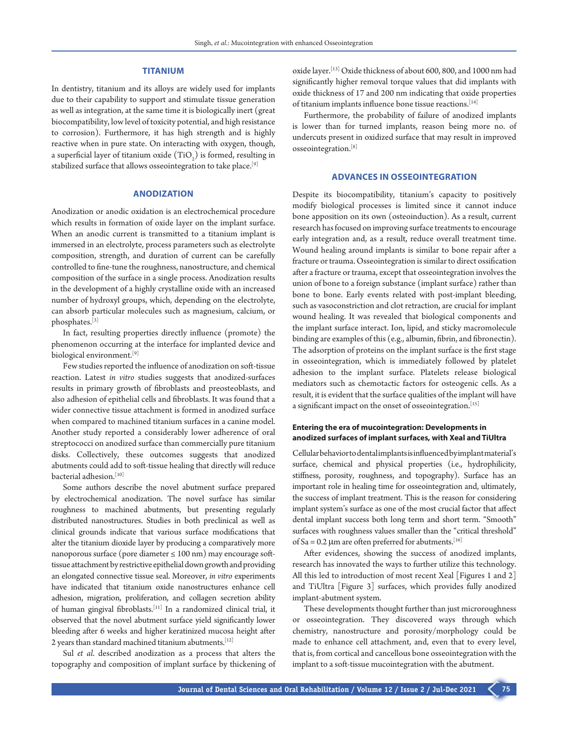## TITANIUM

In dentistry, titanium and its alloys are widely used for implants due to their capability to support and stimulate tissue generation as well as integration, at the same time it is biologically inert (great biocompatibility, low level of toxicity potential, and high resistance to corrosion). Furthermore, it has high strength and is highly reactive when in pure state. On interacting with oxygen, though, a superficial layer of titanium oxide ($TiO_2$) is formed, resulting in stabilized surface that allows osseointegration to take place.[9]

## ANODIZATION

Anodization or anodic oxidation is an electrochemical procedure which results in formation of oxide layer on the implant surface. When an anodic current is transmitted to a titanium implant is immersed in an electrolyte, process parameters such as electrolyte composition, strength, and duration of current can be carefully controlled to fine-tune the roughness, nanostructure, and chemical composition of the surface in a single process. Anodization results in the development of a highly crystalline oxide with an increased number of hydroxyl groups, which, depending on the electrolyte, can absorb particular molecules such as magnesium, calcium, or phosphates.[3]

In fact, resulting properties directly influence (promote) the phenomenon occurring at the interface for implanted device and biological environment.[9]

Few studies reported the influence of anodization on soft-tissue reaction. Latest *in vitro* studies suggests that anodized-surfaces results in primary growth of fibroblasts and preosteoblasts, and also adhesion of epithelial cells and fibroblasts. It was found that a wider connective tissue attachment is formed in anodized surface when compared to machined titanium surfaces in a canine model. Another study reported a considerably lower adherence of oral streptococci on anodized surface than commercially pure titanium disks. Collectively, these outcomes suggests that anodized abutments could add to soft-tissue healing that directly will reduce bacterial adhesion.[10]

Some authors describe the novel abutment surface prepared by electrochemical anodization. The novel surface has similar roughness to machined abutments, but presenting regularly distributed nanostructures. Studies in both preclinical as well as clinical grounds indicate that various surface modifications that alter the titanium dioxide layer by producing a comparatively more nanoporous surface (pore diameter ≤ 100 nm) may encourage soft-tissue attachment by restrictive epithelial down growth and providing an elongated connective tissue seal. Moreover, *in vitro* experiments have indicated that titanium oxide nanostructures enhance cell adhesion, migration, proliferation, and collagen secretion ability of human gingival fibroblasts.[11] In a randomized clinical trial, it observed that the novel abutment surface yield significantly lower bleeding after 6 weeks and higher keratinized mucosa height after 2 years than standard machined titanium abutments.[12]

Sul *et al*. described anodization as a process that alters the topography and composition of implant surface by thickening of oxide layer.[13] Oxide thickness of about 600, 800, and 1000 nm had significantly higher removal torque values that did implants with oxide thickness of 17 and 200 nm indicating that oxide properties of titanium implants influence bone tissue reactions.[14]

Furthermore, the probability of failure of anodized implants is lower than for turned implants, reason being more no. of undercuts present in oxidized surface that may result in improved osseointegration.[8]

## ADVANCES IN OSSEOINTEGRATION

Despite its biocompatibility, titanium's capacity to positively modify biological processes is limited since it cannot induce bone apposition on its own (osteoinduction). As a result, current research has focused on improving surface treatments to encourage early integration and, as a result, reduce overall treatment time. Wound healing around implants is similar to bone repair after a fracture or trauma. Osseointegration is similar to direct ossification after a fracture or trauma, except that osseointegration involves the union of bone to a foreign substance (implant surface) rather than bone to bone. Early events related with post-implant bleeding, such as vasoconstriction and clot retraction, are crucial for implant wound healing. It was revealed that biological components and the implant surface interact. Ion, lipid, and sticky macromolecule binding are examples of this (e.g., albumin, fibrin, and fibronectin). The adsorption of proteins on the implant surface is the first stage in osseointegration, which is immediately followed by platelet adhesion to the implant surface. Platelets release biological mediators such as chemotactic factors for osteogenic cells. As a result, it is evident that the surface qualities of the implant will have a significant impact on the onset of osseointegration.[15]

### Entering the era of mucointegration: Developments in anodized surfaces of implant surfaces, with Xeal and TiUltra

Cellular behavior to dental implants is influenced by implant material's surface, chemical and physical properties (i.e., hydrophilicity, stiffness, porosity, roughness, and topography). Surface has an important role in healing time for osseointegration and, ultimately, the success of implant treatment. This is the reason for considering implant system's surface as one of the most crucial factor that affect dental implant success both long term and short term. "Smooth" surfaces with roughness values smaller than the "critical threshold" of Sa = 0.2 μm are often preferred for abutments.[16]

After evidences, showing the success of anodized implants, research has innovated the ways to further utilize this technology. All this led to introduction of most recent Xeal [Figures 1 and 2] and TiUltra [Figure 3] surfaces, which provides fully anodized implant-abutment system.

These developments thought further than just microroughness or osseointegration. They discovered ways through which chemistry, nanostructure and porosity/morphology could be made to enhance cell attachment, and, even that to every level, that is, from cortical and cancellous bone osseointegration with the implant to a soft-tissue mucointegration with the abutment.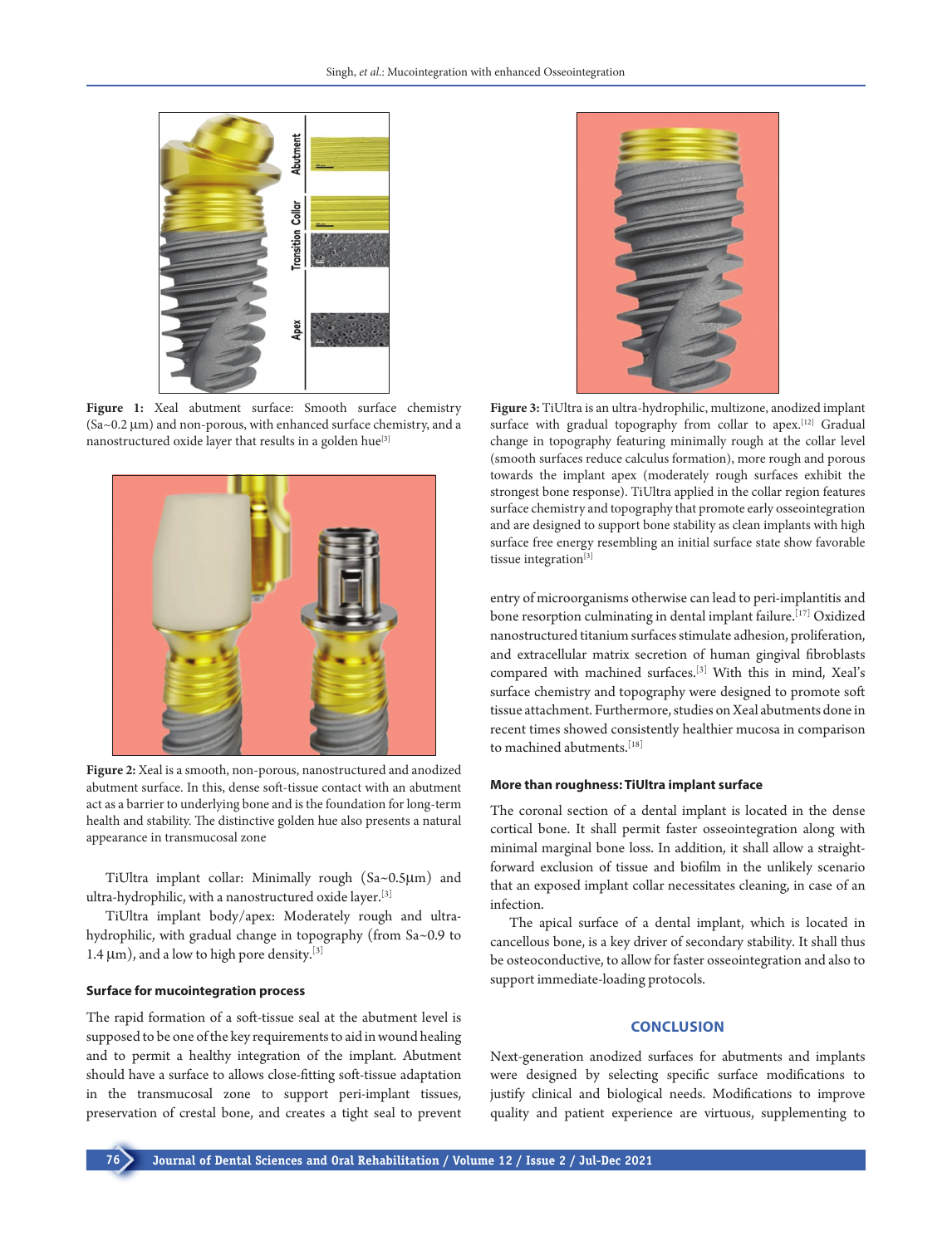Figure 1: Xeal abutment surface: Smooth surface chemistry (Sa~0.2 μm) and non-porous, with enhanced surface chemistry, and a nanostructured oxide layer that results in a golden hue[3]

Figure 2: Xeal is a smooth, non-porous, nanostructured and anodized abutment surface. In this, dense soft-tissue contact with an abutment act as a barrier to underlying bone and is the foundation for long-term health and stability. The distinctive golden hue also presents a natural appearance in transmucosal zone

TiUltra implant collar: Minimally rough (Sa~0.5μm) and ultra-hydrophilic, with a nanostructured oxide layer.[3]

TiUltra implant body/apex: Moderately rough and ultra-hydrophilic, with gradual change in topography (from Sa~0.9 to 1.4 μm), and a low to high pore density.[3]

### Surface for mucointegration process

The rapid formation of a soft-tissue seal at the abutment level is supposed to be one of the key requirements to aid in wound healing and to permit a healthy integration of the implant. Abutment should have a surface to allows close-fitting soft-tissue adaptation in the transmucosal zone to support peri-implant tissues, preservation of crestal bone, and creates a tight seal to prevent entry of microorganisms otherwise can lead to peri-implantitis and bone resorption culminating in dental implant failure.[17] Oxidized nanostructured titanium surfaces stimulate adhesion, proliferation, and extracellular matrix secretion of human gingival fibroblasts compared with machined surfaces.[3] With this in mind, Xeal's surface chemistry and topography were designed to promote soft tissue attachment. Furthermore, studies on Xeal abutments done in recent times showed consistently healthier mucosa in comparison to machined abutments.[18]

Figure 3: TiUltra is an ultra-hydrophilic, multizone, anodized implant surface with gradual topography from collar to apex.[12] Gradual change in topography featuring minimally rough at the collar level (smooth surfaces reduce calculus formation), more rough and porous towards the implant apex (moderately rough surfaces exhibit the strongest bone response). TiUltra applied in the collar region features surface chemistry and topography that promote early osseointegration and are designed to support bone stability as clean implants with high surface free energy resembling an initial surface state show favorable tissue integration[3]

### More than roughness: TiUltra implant surface

The coronal section of a dental implant is located in the dense cortical bone. It shall permit faster osseointegration along with minimal marginal bone loss. In addition, it shall allow a straight-forward exclusion of tissue and biofilm in the unlikely scenario that an exposed implant collar necessitates cleaning, in case of an infection.

The apical surface of a dental implant, which is located in cancellous bone, is a key driver of secondary stability. It shall thus be osteoconductive, to allow for faster osseointegration and also to support immediate-loading protocols.

## CONCLUSION

Next-generation anodized surfaces for abutments and implants were designed by selecting specific surface modifications to justify clinical and biological needs. Modifications to improve quality and patient experience are virtuous, supplementing to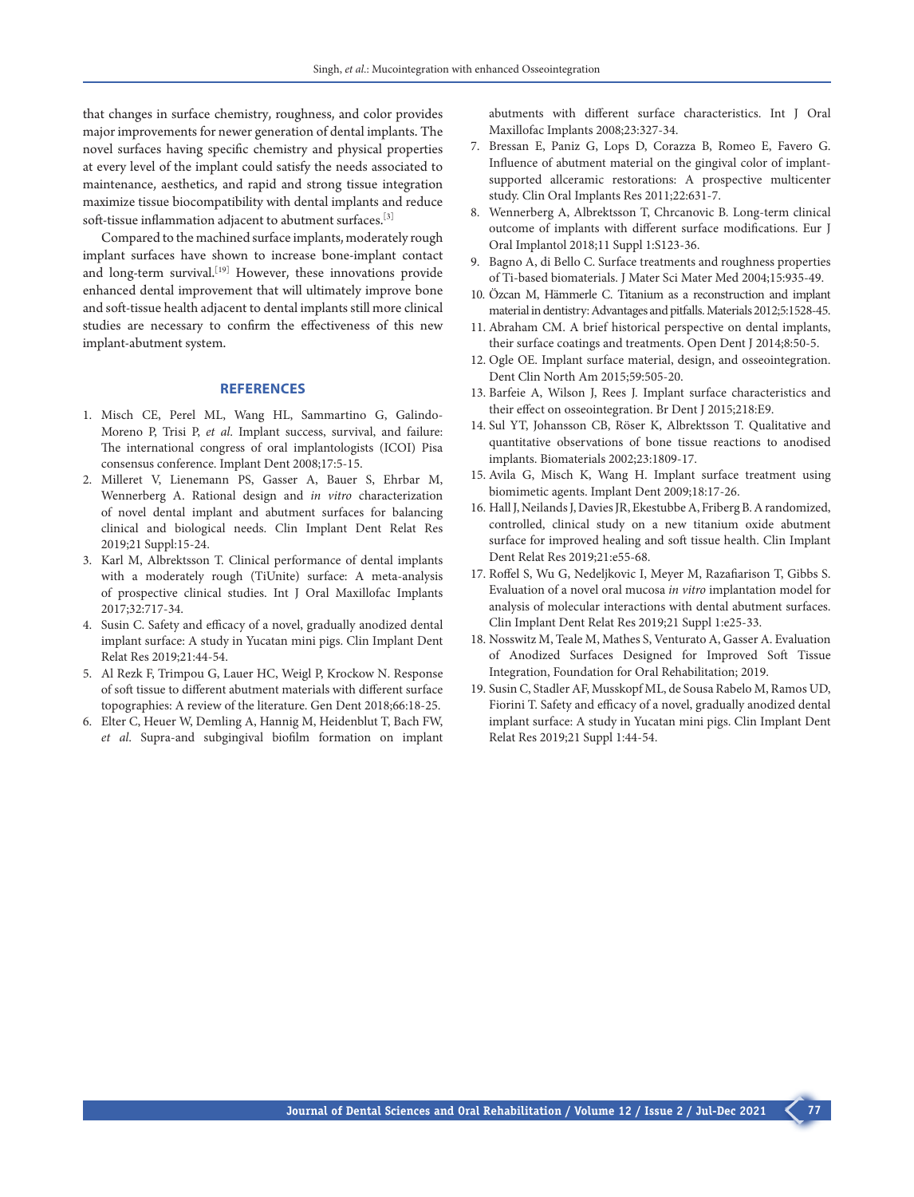that changes in surface chemistry, roughness, and color provides major improvements for newer generation of dental implants. The novel surfaces having specific chemistry and physical properties at every level of the implant could satisfy the needs associated to maintenance, aesthetics, and rapid and strong tissue integration maximize tissue biocompatibility with dental implants and reduce soft-tissue inflammation adjacent to abutment surfaces.[3]

Compared to the machined surface implants, moderately rough implant surfaces have shown to increase bone-implant contact and long-term survival.[19] However, these innovations provide enhanced dental improvement that will ultimately improve bone and soft-tissue health adjacent to dental implants still more clinical studies are necessary to confirm the effectiveness of this new implant-abutment system.

## REFERENCES

1. Misch CE, Perel ML, Wang HL, Sammartino G, Galindo-Moreno P, Trisi P, *et al*. Implant success, survival, and failure: The international congress of oral implantologists (ICOI) Pisa consensus conference. Implant Dent 2008;17:5-15.
2. Milleret V, Lienemann PS, Gasser A, Bauer S, Ehrbar M, Wennerberg A. Rational design and *in vitro* characterization of novel dental implant and abutment surfaces for balancing clinical and biological needs. Clin Implant Dent Relat Res 2019;21 Suppl:15-24.
3. Karl M, Albrektsson T. Clinical performance of dental implants with a moderately rough (TiUnite) surface: A meta-analysis of prospective clinical studies. Int J Oral Maxillofac Implants 2017;32:717-34.
4. Susin C. Safety and efficacy of a novel, gradually anodized dental implant surface: A study in Yucatan mini pigs. Clin Implant Dent Relat Res 2019;21:44-54.
5. Al Rezk F, Trimpou G, Lauer HC, Weigl P, Krockow N. Response of soft tissue to different abutment materials with different surface topographies: A review of the literature. Gen Dent 2018;66:18-25.
6. Elter C, Heuer W, Demling A, Hannig M, Heidenblut T, Bach FW, *et al*. Supra-and subgingival biofilm formation on implant abutments with different surface characteristics. Int J Oral Maxillofac Implants 2008;23:327-34.
7. Bressan E, Paniz G, Lops D, Corazza B, Romeo E, Favero G. Influence of abutment material on the gingival color of implant-supported allceramic restorations: A prospective multicenter study. Clin Oral Implants Res 2011;22:631-7.
8. Wennerberg A, Albrektsson T, Chrcanovic B. Long-term clinical outcome of implants with different surface modifications. Eur J Oral Implantol 2018;11 Suppl 1:S123-36.
9. Bagno A, di Bello C. Surface treatments and roughness properties of Ti-based biomaterials. J Mater Sci Mater Med 2004;15:935-49.
10. Özcan M, Hämmerle C. Titanium as a reconstruction and implant material in dentistry: Advantages and pitfalls. Materials 2012;5:1528-45.
11. Abraham CM. A brief historical perspective on dental implants, their surface coatings and treatments. Open Dent J 2014;8:50-5.
12. Ogle OE. Implant surface material, design, and osseointegration. Dent Clin North Am 2015;59:505-20.
13. Barfeie A, Wilson J, Rees J. Implant surface characteristics and their effect on osseointegration. Br Dent J 2015;218:E9.
14. Sul YT, Johansson CB, Röser K, Albrektsson T. Qualitative and quantitative observations of bone tissue reactions to anodised implants. Biomaterials 2002;23:1809-17.
15. Avila G, Misch K, Wang H. Implant surface treatment using biomimetic agents. Implant Dent 2009;18:17-26.
16. Hall J, Neilands J, Davies JR, Ekestubbe A, Friberg B. A randomized, controlled, clinical study on a new titanium oxide abutment surface for improved healing and soft tissue health. Clin Implant Dent Relat Res 2019;21:e55-68.
17. Roffel S, Wu G, Nedeljkovic I, Meyer M, Razafiarison T, Gibbs S. Evaluation of a novel oral mucosa *in vitro* implantation model for analysis of molecular interactions with dental abutment surfaces. Clin Implant Dent Relat Res 2019;21 Suppl 1:e25-33.
18. Nosswitz M, Teale M, Mathes S, Venturato A, Gasser A. Evaluation of Anodized Surfaces Designed for Improved Soft Tissue Integration, Foundation for Oral Rehabilitation; 2019.
19. Susin C, Stadler AF, Musskopf ML, de Sousa Rabelo M, Ramos UD, Fiorini T. Safety and efficacy of a novel, gradually anodized dental implant surface: A study in Yucatan mini pigs. Clin Implant Dent Relat Res 2019;21 Suppl 1:44-54.